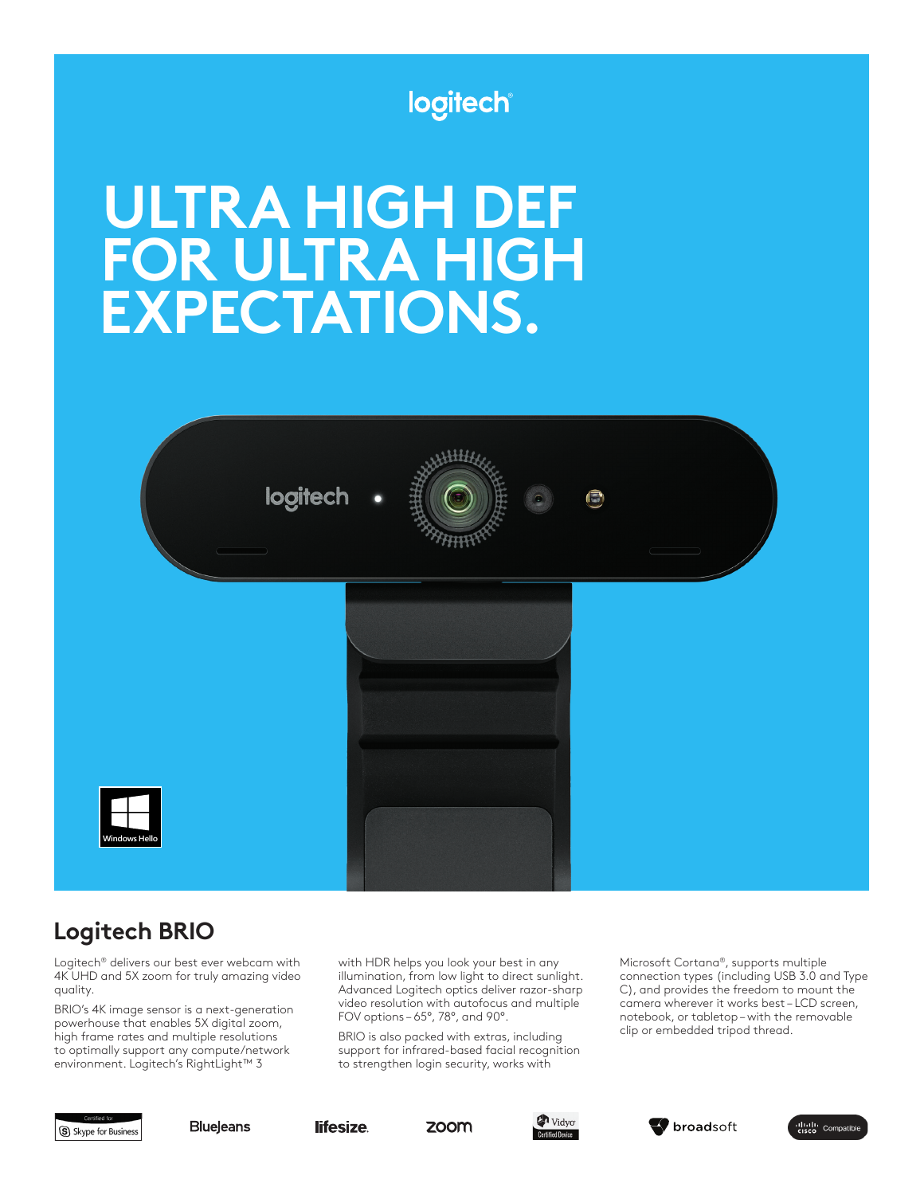# ULTRA HIGH DEF FOR ULTRA HIGH EXPECTATIONS.

Windows Hello

## Logitech BRIO

Logitech® delivers our best ever webcam with 4K UHD and 5X zoom for truly amazing video quality.

BRIO's 4K image sensor is a next-generation powerhouse that enables 5X digital zoom, high frame rates and multiple resolutions to optimally support any compute/network environment. Logitech's RightLight™ 3 with HDR helps you look your best in any illumination, from low light to direct sunlight. Advanced Logitech optics deliver razor-sharp video resolution with autofocus and multiple FOV options – 65°, 78°, and 90°.

BRIO is also packed with extras, including support for infrared-based facial recognition to strengthen login security, works with Microsoft Cortana®, supports multiple connection types (including USB 3.0 and Type C), and provides the freedom to mount the camera wherever it works best – LCD screen, notebook, or tabletop – with the removable clip or embedded tripod thread.

Certified for Skype for Business | BlueJeans | lifesize | zoom | Vidyo Certified Device | broadsoft | Cisco Compatible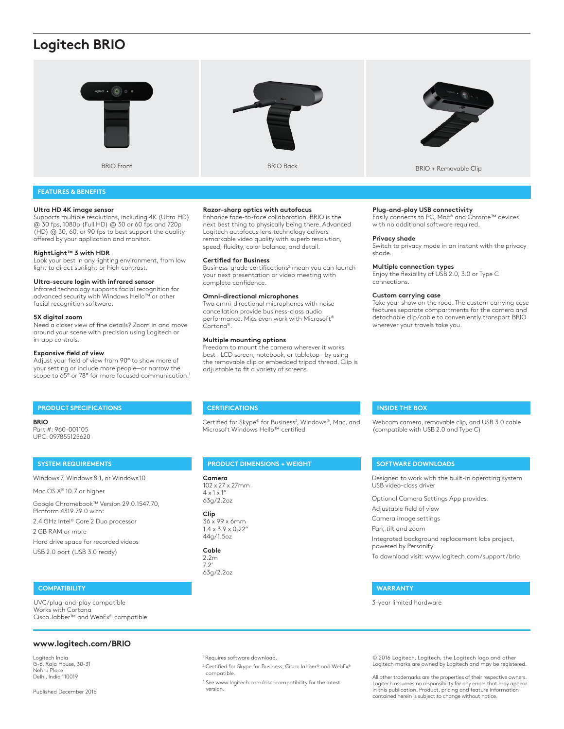# Logitech BRIO

BRIO Front

BRIO Back

BRIO + Removable Clip

## FEATURES & BENEFITS

**Ultra HD 4K image sensor**
Supports multiple resolutions, including 4K (Ultra HD) @ 30 fps, 1080p (Full HD) @ 30 or 60 fps and 720p (HD) @ 30, 60, or 90 fps to best support the quality offered by your application and monitor.

**RightLight™ 3 with HDR**
Look your best in any lighting environment, from low light to direct sunlight or high contrast.

**Ultra-secure login with infrared sensor**
Infrared technology supports facial recognition for advanced security with Windows Hello™ or other facial recognition software.

**5X digital zoom**
Need a closer view of fine details? Zoom in and move around your scene with precision using Logitech or in-app controls.

**Expansive field of view**
Adjust your field of view from 90° to show more of your setting or include more people—or narrow the scope to 65° or 78° for more focused communication.[1]

**Razor-sharp optics with autofocus**
Enhance face-to-face collaboration. BRIO is the next best thing to physically being there. Advanced Logitech autofocus lens technology delivers remarkable video quality with superb resolution, speed, fluidity, color balance, and detail.

**Certified for Business**
Business-grade certifications[2] mean you can launch your next presentation or video meeting with complete confidence.

**Omni-directional microphones**
Two omni-directional microphones with noise cancellation provide business-class audio performance. Mics even work with Microsoft® Cortana®.

**Multiple mounting options**
Freedom to mount the camera wherever it works best – LCD screen, notebook, or tabletop – by using the removable clip or embedded tripod thread. Clip is adjustable to fit a variety of screens.

**Plug-and-play USB connectivity**
Easily connects to PC, Mac® and Chrome™ devices with no additional software required.

**Privacy shade**
Switch to privacy mode in an instant with the privacy shade.

**Multiple connection types**
Enjoy the flexibility of USB 2.0, 3.0 or Type C connections.

**Custom carrying case**
Take your show on the road. The custom carrying case features separate compartments for the camera and detachable clip/cable to conveniently transport BRIO wherever your travels take you.

## PRODUCT SPECIFICATIONS

**BRIO**
Part #: 960-001105
UPC: 097855125620

## CERTIFICATIONS

Certified for Skype® for Business[3], Windows®, Mac, and Microsoft Windows Hello™ certified

## INSIDE THE BOX

Webcam camera, removable clip, and USB 3.0 cable (compatible with USB 2.0 and Type C)

## SYSTEM REQUIREMENTS

Windows 7, Windows 8.1, or Windows 10

Mac OS X® 10.7 or higher

Google Chromebook™ Version 29.0.1547.70, Platform 4319.79.0 with:

2.4 GHz Intel® Core 2 Duo processor

2 GB RAM or more

Hard drive space for recorded videos

USB 2.0 port (USB 3.0 ready)

## PRODUCT DIMENSIONS + WEIGHT

**Camera**
102 x 27 x 27mm
4 x 1 x 1"
63g/2.2oz

**Clip**
36 x 99 x 6mm
1.4 x 3.9 x 0.22"
44g/1.5oz

**Cable**
2.2m
7.2'
63g/2.2oz

## SOFTWARE DOWNLOADS

Designed to work with the built-in operating system USB video-class driver

Optional Camera Settings App provides:

Adjustable field of view

Camera image settings

Pan, tilt and zoom

Integrated background replacement labs project, powered by Personify

To download visit: www.logitech.com/support/brio

## COMPATIBILITY

UVC/plug-and-play compatible
Works with Cortana
Cisco Jabber™ and WebEx® compatible

## WARRANTY

3-year limited hardware

**www.logitech.com/BRIO**

Logitech India
G-6, Raja House, 30-31
Nehru Place
Delhi, India 110019

Published December 2016

[1] Requires software download.

[2] Certified for Skype for Business, Cisco Jabber® and WebEx® compatible.

[3] See www.logitech.com/ciscocompatibility for the latest version.

© 2016 Logitech. Logitech, the Logitech logo and other Logitech marks are owned by Logitech and may be registered.

All other trademarks are the properties of their respective owners. Logitech assumes no responsibility for any errors that may appear in this publication. Product, pricing and feature information contained herein is subject to change without notice.